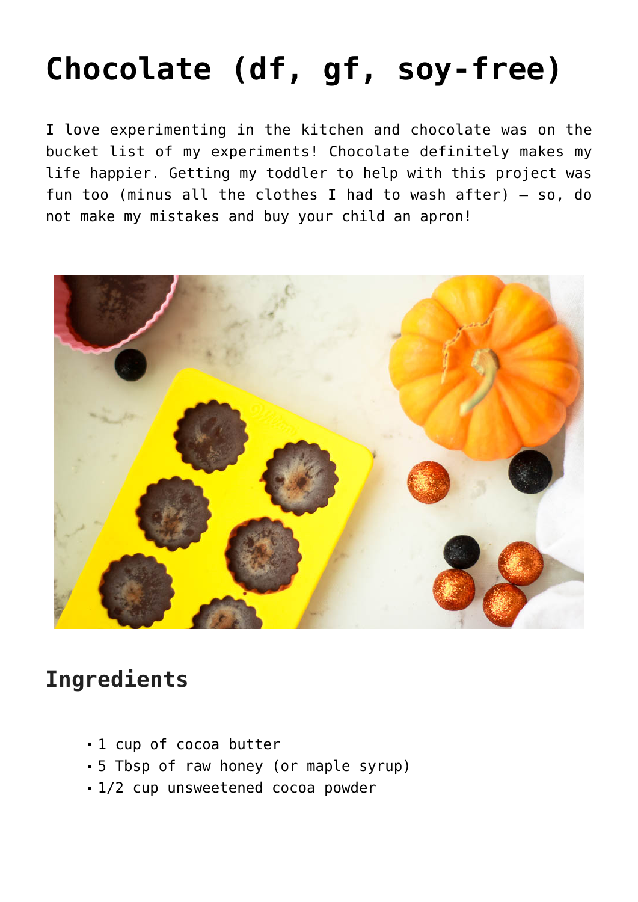# Chocolate (df, gf, soy-free)

I love experimenting in the kitchen and chocolate was on the bucket list of my experiments! Chocolate definitely makes my life happier. Getting my toddler to help with this project was fun too (minus all the clothes I had to wash after) – so, do not make my mistakes and buy your child an apron!

## Ingredients

- 1 cup of cocoa butter
- 5 Tbsp of raw honey (or maple syrup)
- 1/2 cup unsweetened cocoa powder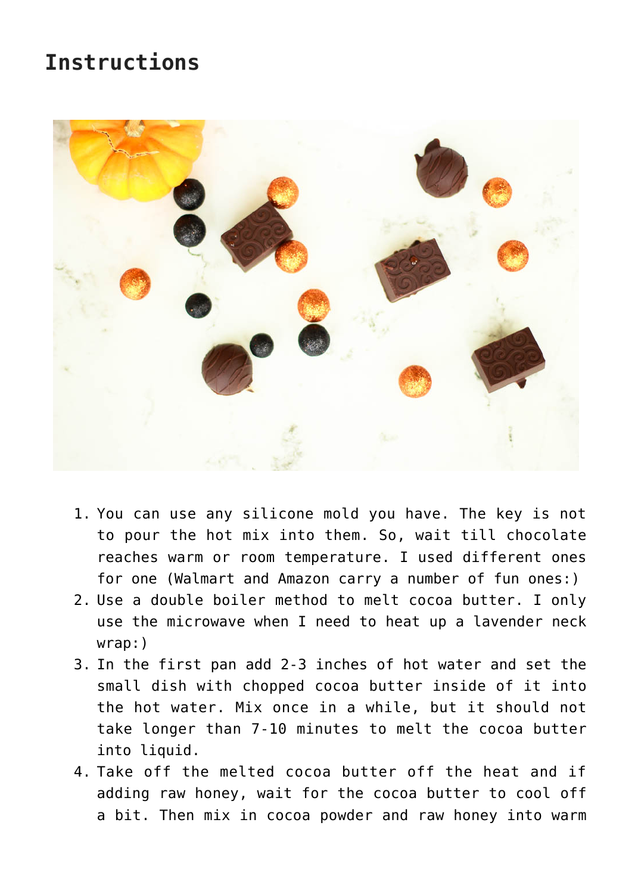## Instructions

1. You can use any silicone mold you have. The key is not to pour the hot mix into them. So, wait till chocolate reaches warm or room temperature. I used different ones for one (Walmart and Amazon carry a number of fun ones:)
2. Use a double boiler method to melt cocoa butter. I only use the microwave when I need to heat up a lavender neck wrap:)
3. In the first pan add 2-3 inches of hot water and set the small dish with chopped cocoa butter inside of it into the hot water. Mix once in a while, but it should not take longer than 7-10 minutes to melt the cocoa butter into liquid.
4. Take off the melted cocoa butter off the heat and if adding raw honey, wait for the cocoa butter to cool off a bit. Then mix in cocoa powder and raw honey into warm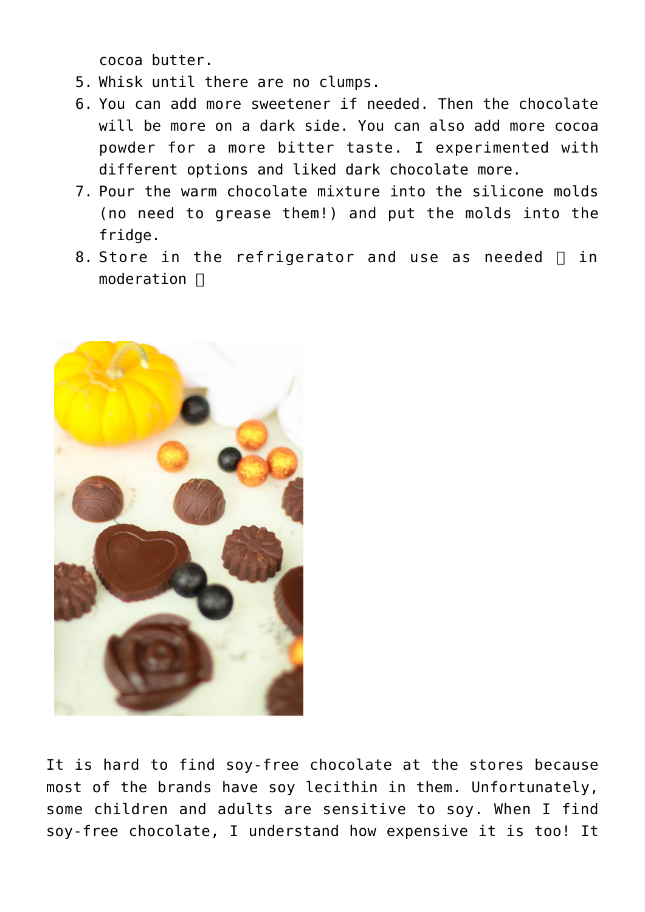cocoa butter.

5. Whisk until there are no clumps.
6. You can add more sweetener if needed. Then the chocolate will be more on a dark side. You can also add more cocoa powder for a more bitter taste. I experimented with different options and liked dark chocolate more.
7. Pour the warm chocolate mixture into the silicone molds (no need to grease them!) and put the molds into the fridge.
8. Store in the refrigerator and use as needed  in moderation 

It is hard to find soy-free chocolate at the stores because most of the brands have soy lecithin in them. Unfortunately, some children and adults are sensitive to soy. When I find soy-free chocolate, I understand how expensive it is too! It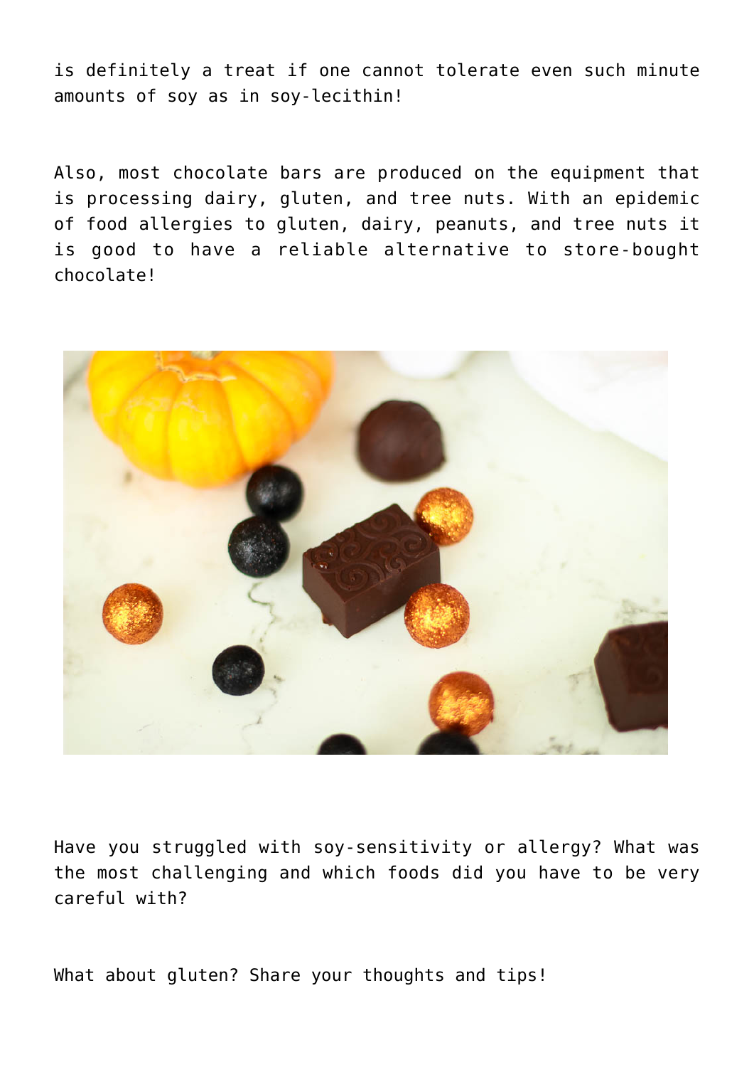is definitely a treat if one cannot tolerate even such minute amounts of soy as in soy-lecithin!

Also, most chocolate bars are produced on the equipment that is processing dairy, gluten, and tree nuts. With an epidemic of food allergies to gluten, dairy, peanuts, and tree nuts it is good to have a reliable alternative to store-bought chocolate!

Have you struggled with soy-sensitivity or allergy? What was the most challenging and which foods did you have to be very careful with?

What about gluten? Share your thoughts and tips!